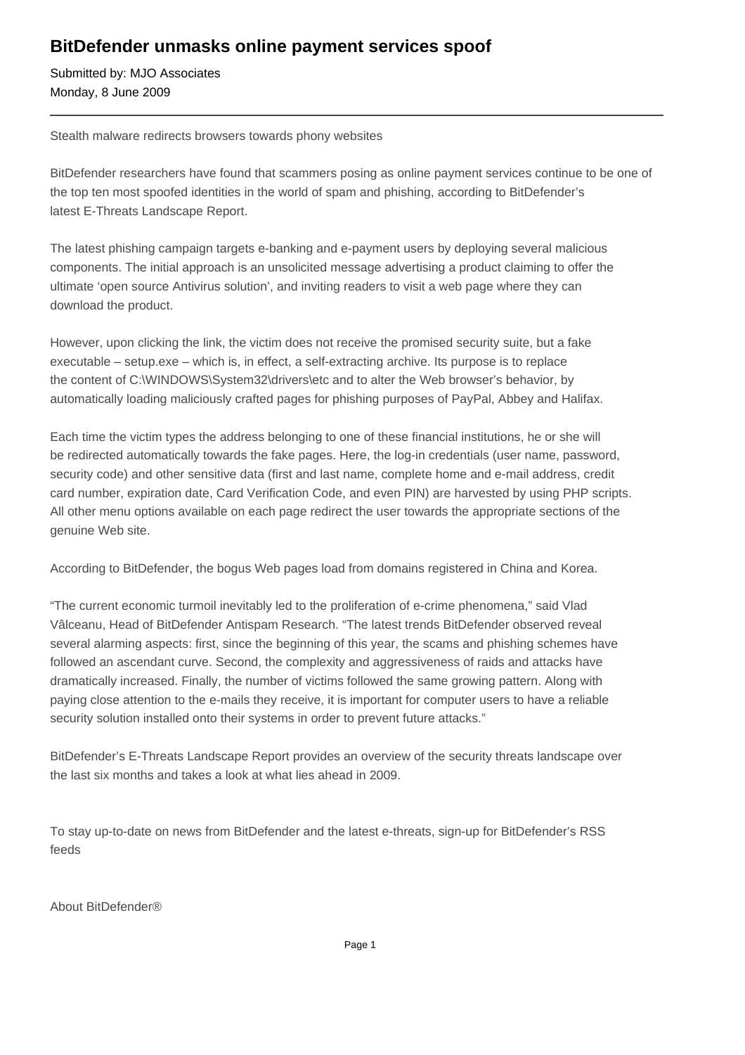# BitDefender unmasks online payment services spoof

Submitted by: MJO Associates
Monday, 8 June 2009

---

Stealth malware redirects browsers towards phony websites

BitDefender researchers have found that scammers posing as online payment services continue to be one of the top ten most spoofed identities in the world of spam and phishing, according to BitDefender's latest E-Threats Landscape Report.

The latest phishing campaign targets e-banking and e-payment users by deploying several malicious components. The initial approach is an unsolicited message advertising a product claiming to offer the ultimate 'open source Antivirus solution', and inviting readers to visit a web page where they can download the product.

However, upon clicking the link, the victim does not receive the promised security suite, but a fake executable – setup.exe – which is, in effect, a self-extracting archive. Its purpose is to replace the content of C:\WINDOWS\System32\drivers\etc and to alter the Web browser's behavior, by automatically loading maliciously crafted pages for phishing purposes of PayPal, Abbey and Halifax.

Each time the victim types the address belonging to one of these financial institutions, he or she will be redirected automatically towards the fake pages. Here, the log-in credentials (user name, password, security code) and other sensitive data (first and last name, complete home and e-mail address, credit card number, expiration date, Card Verification Code, and even PIN) are harvested by using PHP scripts. All other menu options available on each page redirect the user towards the appropriate sections of the genuine Web site.

According to BitDefender, the bogus Web pages load from domains registered in China and Korea.

"The current economic turmoil inevitably led to the proliferation of e-crime phenomena," said Vlad Vâlceanu, Head of BitDefender Antispam Research. "The latest trends BitDefender observed reveal several alarming aspects: first, since the beginning of this year, the scams and phishing schemes have followed an ascendant curve. Second, the complexity and aggressiveness of raids and attacks have dramatically increased. Finally, the number of victims followed the same growing pattern. Along with paying close attention to the e-mails they receive, it is important for computer users to have a reliable security solution installed onto their systems in order to prevent future attacks."

BitDefender's E-Threats Landscape Report provides an overview of the security threats landscape over the last six months and takes a look at what lies ahead in 2009.

To stay up-to-date on news from BitDefender and the latest e-threats, sign-up for BitDefender's RSS feeds

About BitDefender®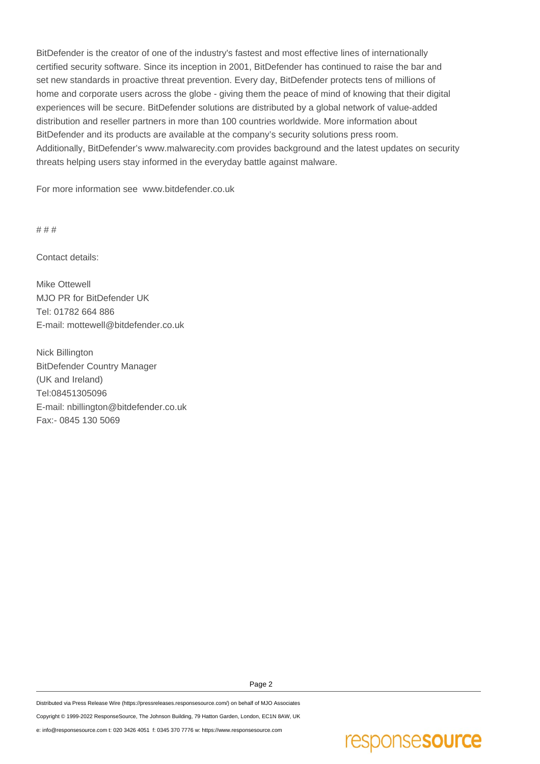BitDefender is the creator of one of the industry's fastest and most effective lines of internationally certified security software. Since its inception in 2001, BitDefender has continued to raise the bar and set new standards in proactive threat prevention. Every day, BitDefender protects tens of millions of home and corporate users across the globe - giving them the peace of mind of knowing that their digital experiences will be secure. BitDefender solutions are distributed by a global network of value-added distribution and reseller partners in more than 100 countries worldwide. More information about BitDefender and its products are available at the company's security solutions press room. Additionally, BitDefender's www.malwarecity.com provides background and the latest updates on security threats helping users stay informed in the everyday battle against malware.

For more information see www.bitdefender.co.uk

# # #

Contact details:

Mike Ottewell
MJO PR for BitDefender UK
Tel: 01782 664 886
E-mail: mottewell@bitdefender.co.uk

Nick Billington
BitDefender Country Manager
(UK and Ireland)
Tel:08451305096
E-mail: nbillington@bitdefender.co.uk
Fax:- 0845 130 5069

Distributed via Press Release Wire (https://pressreleases.responsesource.com/) on behalf of MJO Associates

Copyright © 1999-2022 ResponseSource, The Johnson Building, 79 Hatton Garden, London, EC1N 8AW, UK

e: info@responsesource.com t: 020 3426 4051 f: 0345 370 7776 w: https://www.responsesource.com